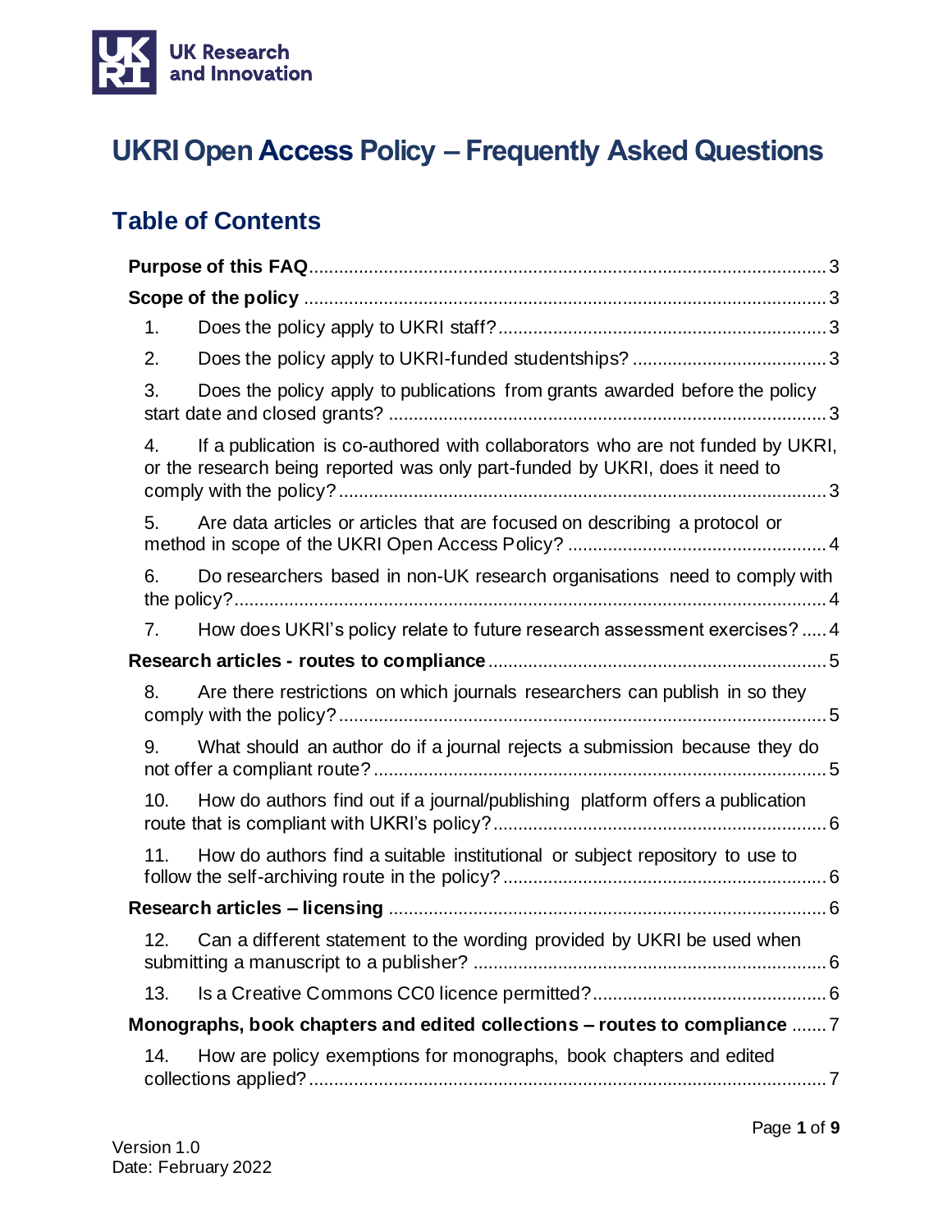UK Research and Innovation

# UKRI Open Access Policy – Frequently Asked Questions

## Table of Contents

**Purpose of this FAQ** ........ 3

**Scope of the policy** ........ 3

1. Does the policy apply to UKRI staff? ........ 3
2. Does the policy apply to UKRI-funded studentships? ........ 3
3. Does the policy apply to publications from grants awarded before the policy start date and closed grants? ........ 3
4. If a publication is co-authored with collaborators who are not funded by UKRI, or the research being reported was only part-funded by UKRI, does it need to comply with the policy? ........ 3
5. Are data articles or articles that are focused on describing a protocol or method in scope of the UKRI Open Access Policy? ........ 4
6. Do researchers based in non-UK research organisations need to comply with the policy? ........ 4
7. How does UKRI's policy relate to future research assessment exercises? ........ 4

**Research articles - routes to compliance** ........ 5

8. Are there restrictions on which journals researchers can publish in so they comply with the policy? ........ 5
9. What should an author do if a journal rejects a submission because they do not offer a compliant route? ........ 5
10. How do authors find out if a journal/publishing platform offers a publication route that is compliant with UKRI's policy? ........ 6
11. How do authors find a suitable institutional or subject repository to use to follow the self-archiving route in the policy? ........ 6

**Research articles – licensing** ........ 6

12. Can a different statement to the wording provided by UKRI be used when submitting a manuscript to a publisher? ........ 6
13. Is a Creative Commons CC0 licence permitted? ........ 6

**Monographs, book chapters and edited collections – routes to compliance** ........ 7

14. How are policy exemptions for monographs, book chapters and edited collections applied? ........ 7

Version 1.0
Date: February 2022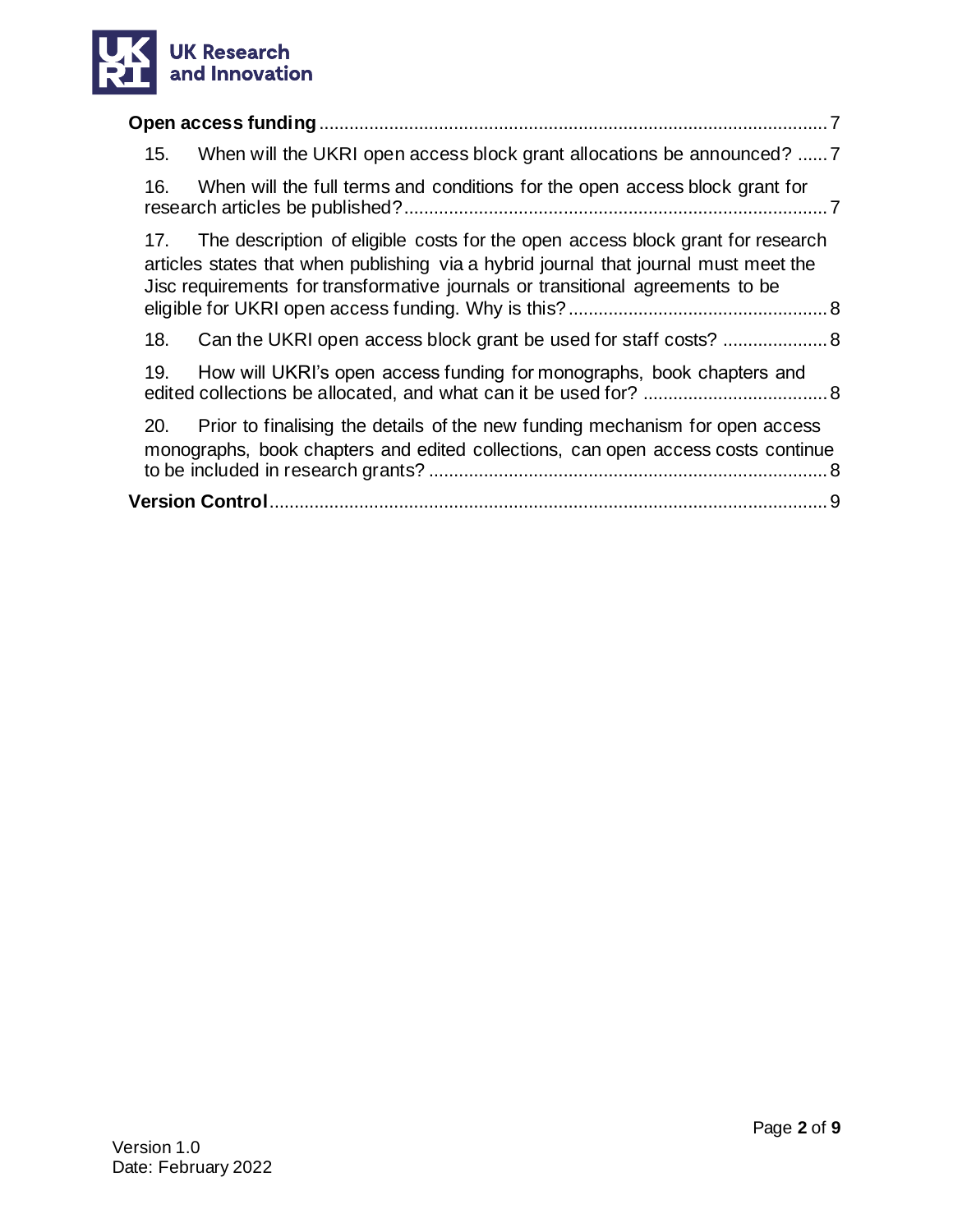**Open access funding** ..................................................................................................... 7

15. When will the UKRI open access block grant allocations be announced? ...... 7

16. When will the full terms and conditions for the open access block grant for research articles be published? .................................................................................... 7

17. The description of eligible costs for the open access block grant for research articles states that when publishing via a hybrid journal that journal must meet the Jisc requirements for transformative journals or transitional agreements to be eligible for UKRI open access funding. Why is this? .................................................. 8

18. Can the UKRI open access block grant be used for staff costs? .................... 8

19. How will UKRI's open access funding for monographs, book chapters and edited collections be allocated, and what can it be used for? .................................... 8

20. Prior to finalising the details of the new funding mechanism for open access monographs, book chapters and edited collections, can open access costs continue to be included in research grants? ............................................................................... 8

**Version Control** ................................................................................................................ 9

Version 1.0
Date: February 2022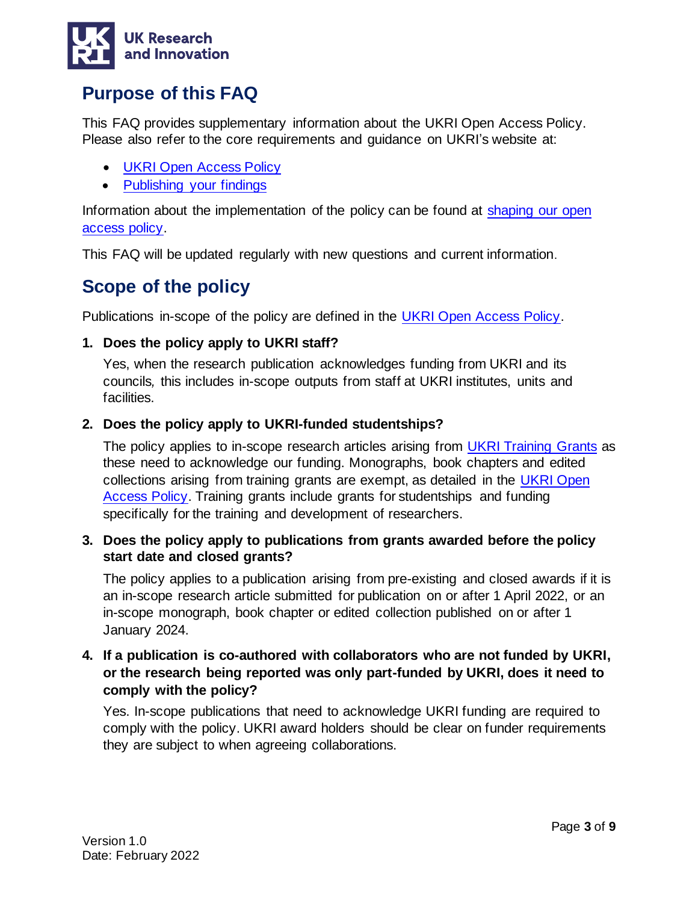## Purpose of this FAQ

This FAQ provides supplementary information about the UKRI Open Access Policy. Please also refer to the core requirements and guidance on UKRI's website at:

- UKRI Open Access Policy
- Publishing your findings

Information about the implementation of the policy can be found at shaping our open access policy.

This FAQ will be updated regularly with new questions and current information.

## Scope of the policy

Publications in-scope of the policy are defined in the UKRI Open Access Policy.

1. **Does the policy apply to UKRI staff?**

   Yes, when the research publication acknowledges funding from UKRI and its councils, this includes in-scope outputs from staff at UKRI institutes, units and facilities.

2. **Does the policy apply to UKRI-funded studentships?**

   The policy applies to in-scope research articles arising from UKRI Training Grants as these need to acknowledge our funding. Monographs, book chapters and edited collections arising from training grants are exempt, as detailed in the UKRI Open Access Policy. Training grants include grants for studentships and funding specifically for the training and development of researchers.

3. **Does the policy apply to publications from grants awarded before the policy start date and closed grants?**

   The policy applies to a publication arising from pre-existing and closed awards if it is an in-scope research article submitted for publication on or after 1 April 2022, or an in-scope monograph, book chapter or edited collection published on or after 1 January 2024.

4. **If a publication is co-authored with collaborators who are not funded by UKRI, or the research being reported was only part-funded by UKRI, does it need to comply with the policy?**

   Yes. In-scope publications that need to acknowledge UKRI funding are required to comply with the policy. UKRI award holders should be clear on funder requirements they are subject to when agreeing collaborations.

Version 1.0
Date: February 2022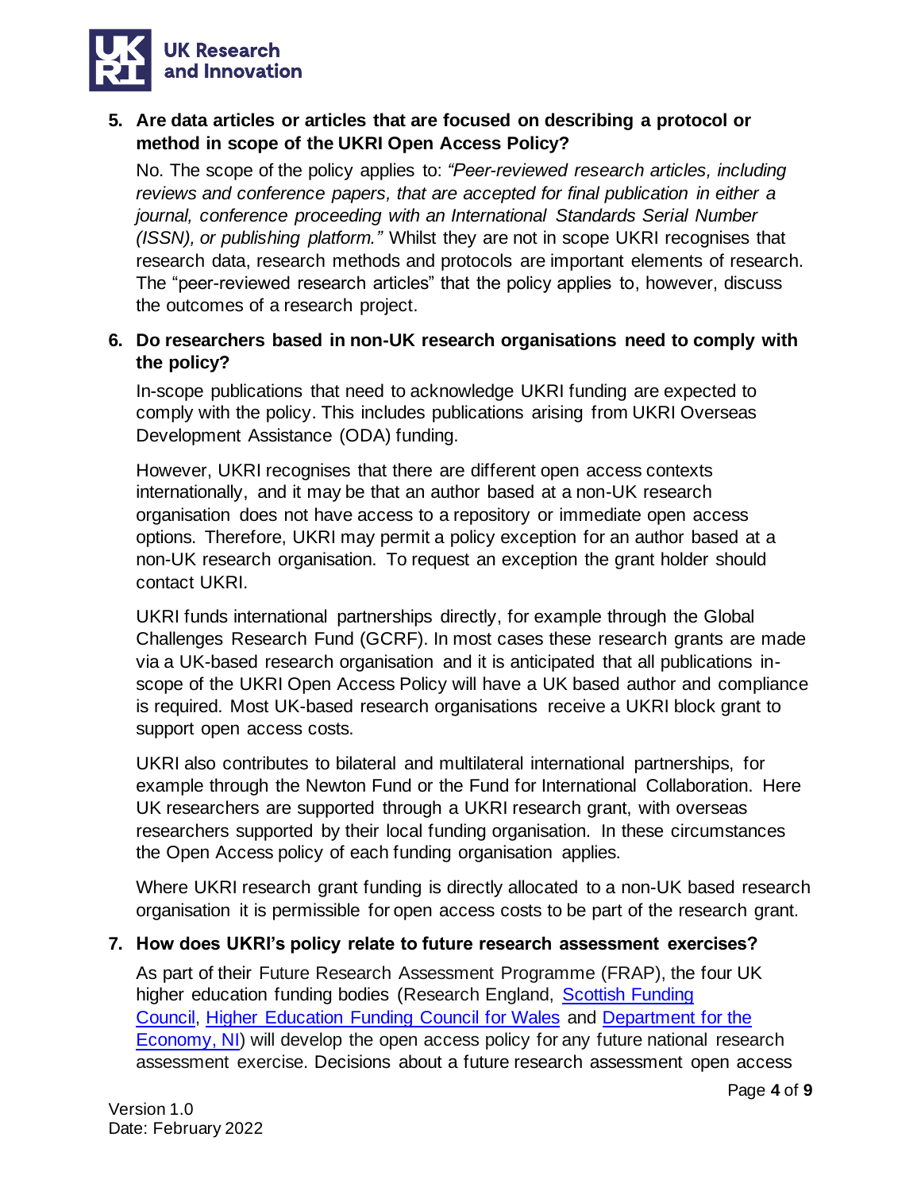5. **Are data articles or articles that are focused on describing a protocol or method in scope of the UKRI Open Access Policy?**

   No. The scope of the policy applies to: *"Peer-reviewed research articles, including reviews and conference papers, that are accepted for final publication in either a journal, conference proceeding with an International Standards Serial Number (ISSN), or publishing platform."* Whilst they are not in scope UKRI recognises that research data, research methods and protocols are important elements of research. The "peer-reviewed research articles" that the policy applies to, however, discuss the outcomes of a research project.

6. **Do researchers based in non-UK research organisations need to comply with the policy?**

   In-scope publications that need to acknowledge UKRI funding are expected to comply with the policy. This includes publications arising from UKRI Overseas Development Assistance (ODA) funding.

   However, UKRI recognises that there are different open access contexts internationally, and it may be that an author based at a non-UK research organisation does not have access to a repository or immediate open access options. Therefore, UKRI may permit a policy exception for an author based at a non-UK research organisation. To request an exception the grant holder should contact UKRI.

   UKRI funds international partnerships directly, for example through the Global Challenges Research Fund (GCRF). In most cases these research grants are made via a UK-based research organisation and it is anticipated that all publications in-scope of the UKRI Open Access Policy will have a UK based author and compliance is required. Most UK-based research organisations receive a UKRI block grant to support open access costs.

   UKRI also contributes to bilateral and multilateral international partnerships, for example through the Newton Fund or the Fund for International Collaboration. Here UK researchers are supported through a UKRI research grant, with overseas researchers supported by their local funding organisation. In these circumstances the Open Access policy of each funding organisation applies.

   Where UKRI research grant funding is directly allocated to a non-UK based research organisation it is permissible for open access costs to be part of the research grant.

7. **How does UKRI's policy relate to future research assessment exercises?**

   As part of their Future Research Assessment Programme (FRAP), the four UK higher education funding bodies (Research England, [Scottish Funding Council](), [Higher Education Funding Council for Wales]() and [Department for the Economy, NI]()) will develop the open access policy for any future national research assessment exercise. Decisions about a future research assessment open access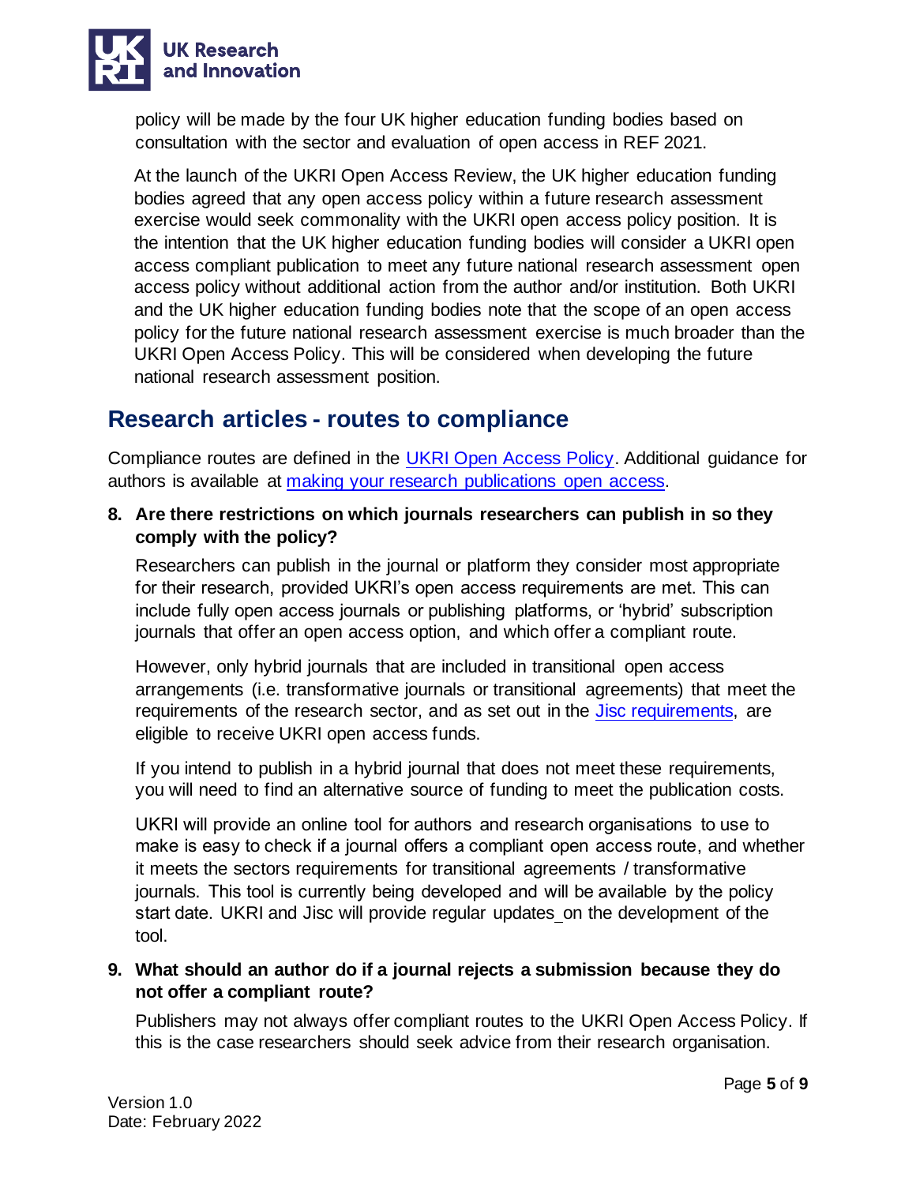policy will be made by the four UK higher education funding bodies based on consultation with the sector and evaluation of open access in REF 2021.

At the launch of the UKRI Open Access Review, the UK higher education funding bodies agreed that any open access policy within a future research assessment exercise would seek commonality with the UKRI open access policy position. It is the intention that the UK higher education funding bodies will consider a UKRI open access compliant publication to meet any future national research assessment open access policy without additional action from the author and/or institution. Both UKRI and the UK higher education funding bodies note that the scope of an open access policy for the future national research assessment exercise is much broader than the UKRI Open Access Policy. This will be considered when developing the future national research assessment position.

## Research articles - routes to compliance

Compliance routes are defined in the UKRI Open Access Policy. Additional guidance for authors is available at making your research publications open access.

**8. Are there restrictions on which journals researchers can publish in so they comply with the policy?**

Researchers can publish in the journal or platform they consider most appropriate for their research, provided UKRI's open access requirements are met. This can include fully open access journals or publishing platforms, or 'hybrid' subscription journals that offer an open access option, and which offer a compliant route.

However, only hybrid journals that are included in transitional open access arrangements (i.e. transformative journals or transitional agreements) that meet the requirements of the research sector, and as set out in the Jisc requirements, are eligible to receive UKRI open access funds.

If you intend to publish in a hybrid journal that does not meet these requirements, you will need to find an alternative source of funding to meet the publication costs.

UKRI will provide an online tool for authors and research organisations to use to make is easy to check if a journal offers a compliant open access route, and whether it meets the sectors requirements for transitional agreements / transformative journals. This tool is currently being developed and will be available by the policy start date. UKRI and Jisc will provide regular updates on the development of the tool.

**9. What should an author do if a journal rejects a submission because they do not offer a compliant route?**

Publishers may not always offer compliant routes to the UKRI Open Access Policy. If this is the case researchers should seek advice from their research organisation.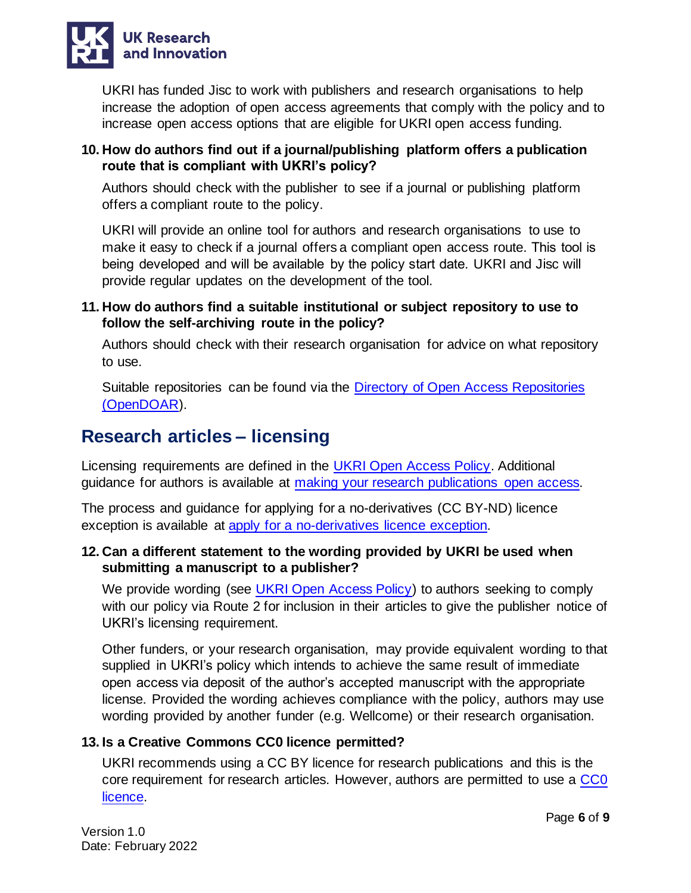UKRI has funded Jisc to work with publishers and research organisations to help increase the adoption of open access agreements that comply with the policy and to increase open access options that are eligible for UKRI open access funding.

**10. How do authors find out if a journal/publishing platform offers a publication route that is compliant with UKRI's policy?**

Authors should check with the publisher to see if a journal or publishing platform offers a compliant route to the policy.

UKRI will provide an online tool for authors and research organisations to use to make it easy to check if a journal offers a compliant open access route. This tool is being developed and will be available by the policy start date. UKRI and Jisc will provide regular updates on the development of the tool.

**11. How do authors find a suitable institutional or subject repository to use to follow the self-archiving route in the policy?**

Authors should check with their research organisation for advice on what repository to use.

Suitable repositories can be found via the [Directory of Open Access Repositories (OpenDOAR)]().

## Research articles – licensing

Licensing requirements are defined in the [UKRI Open Access Policy](). Additional guidance for authors is available at [making your research publications open access]().

The process and guidance for applying for a no-derivatives (CC BY-ND) licence exception is available at [apply for a no-derivatives licence exception]().

**12. Can a different statement to the wording provided by UKRI be used when submitting a manuscript to a publisher?**

We provide wording (see [UKRI Open Access Policy]()) to authors seeking to comply with our policy via Route 2 for inclusion in their articles to give the publisher notice of UKRI's licensing requirement.

Other funders, or your research organisation, may provide equivalent wording to that supplied in UKRI's policy which intends to achieve the same result of immediate open access via deposit of the author's accepted manuscript with the appropriate license. Provided the wording achieves compliance with the policy, authors may use wording provided by another funder (e.g. Wellcome) or their research organisation.

**13. Is a Creative Commons CC0 licence permitted?**

UKRI recommends using a CC BY licence for research publications and this is the core requirement for research articles. However, authors are permitted to use a [CC0 licence]().

Version 1.0
Date: February 2022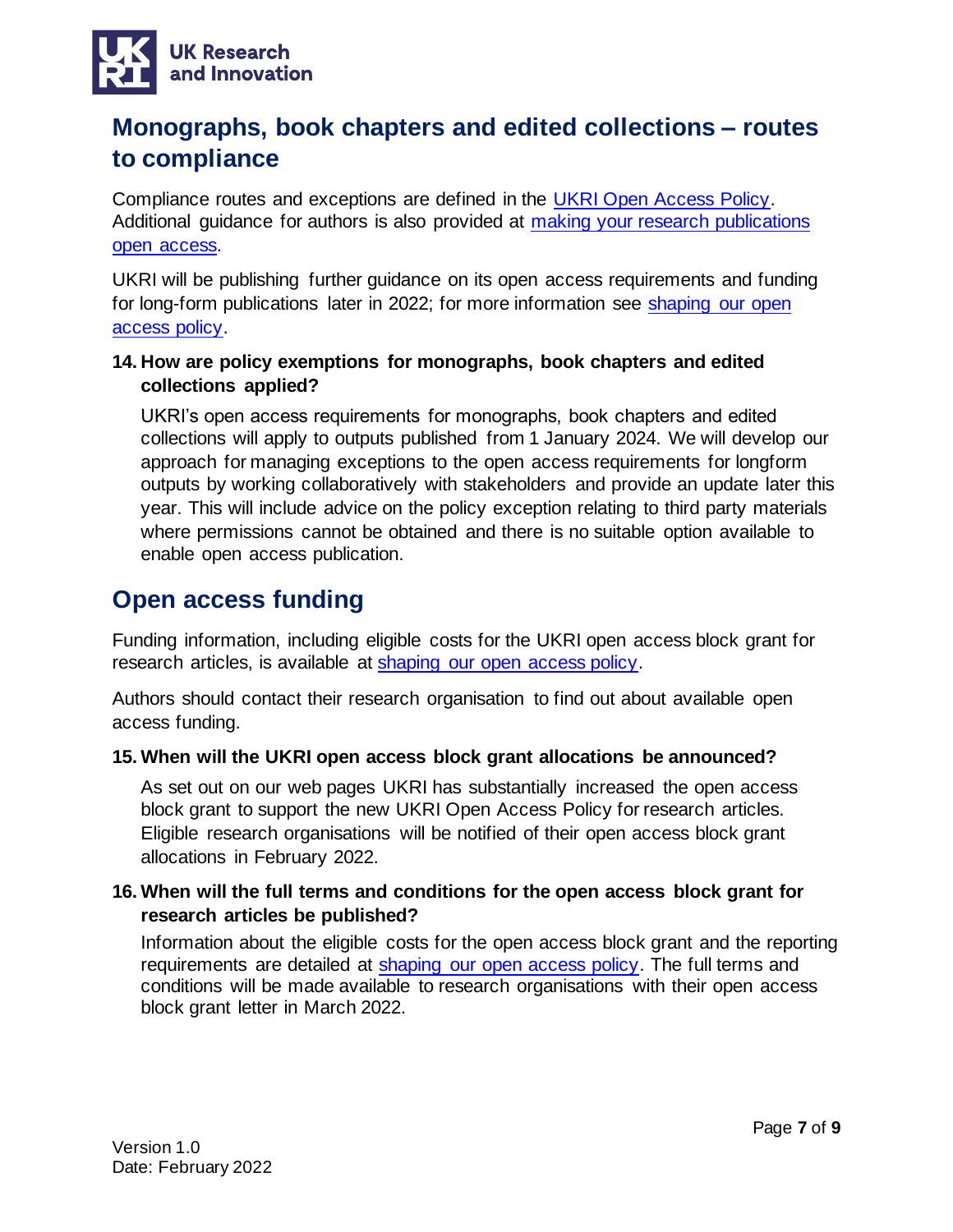## Monographs, book chapters and edited collections – routes to compliance

Compliance routes and exceptions are defined in the UKRI Open Access Policy. Additional guidance for authors is also provided at making your research publications open access.

UKRI will be publishing further guidance on its open access requirements and funding for long-form publications later in 2022; for more information see shaping our open access policy.

**14. How are policy exemptions for monographs, book chapters and edited collections applied?**

UKRI's open access requirements for monographs, book chapters and edited collections will apply to outputs published from 1 January 2024. We will develop our approach for managing exceptions to the open access requirements for longform outputs by working collaboratively with stakeholders and provide an update later this year. This will include advice on the policy exception relating to third party materials where permissions cannot be obtained and there is no suitable option available to enable open access publication.

## Open access funding

Funding information, including eligible costs for the UKRI open access block grant for research articles, is available at shaping our open access policy.

Authors should contact their research organisation to find out about available open access funding.

**15. When will the UKRI open access block grant allocations be announced?**

As set out on our web pages UKRI has substantially increased the open access block grant to support the new UKRI Open Access Policy for research articles. Eligible research organisations will be notified of their open access block grant allocations in February 2022.

**16. When will the full terms and conditions for the open access block grant for research articles be published?**

Information about the eligible costs for the open access block grant and the reporting requirements are detailed at shaping our open access policy. The full terms and conditions will be made available to research organisations with their open access block grant letter in March 2022.

Version 1.0
Date: February 2022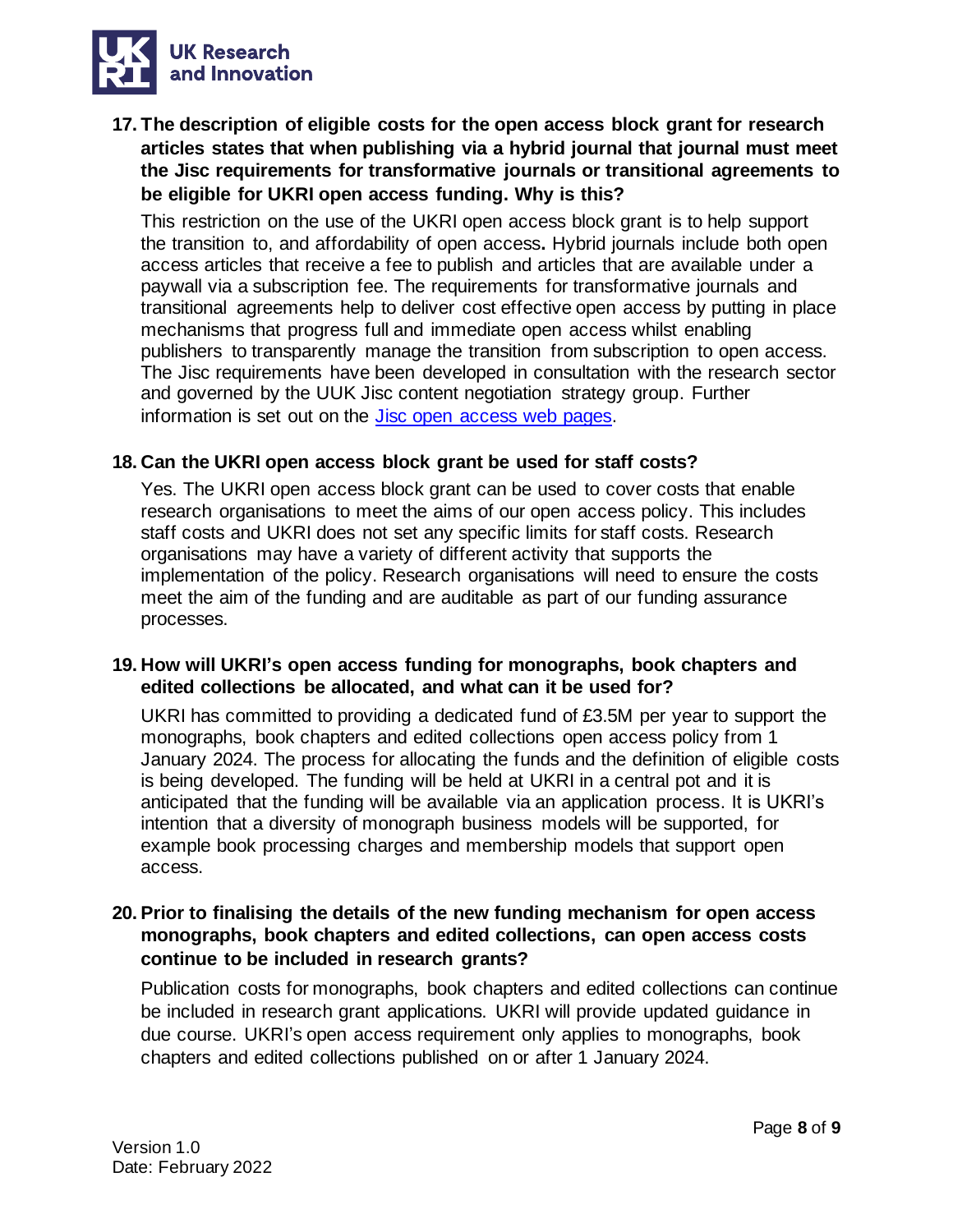**17. The description of eligible costs for the open access block grant for research articles states that when publishing via a hybrid journal that journal must meet the Jisc requirements for transformative journals or transitional agreements to be eligible for UKRI open access funding. Why is this?**

This restriction on the use of the UKRI open access block grant is to help support the transition to, and affordability of open access**.** Hybrid journals include both open access articles that receive a fee to publish and articles that are available under a paywall via a subscription fee. The requirements for transformative journals and transitional agreements help to deliver cost effective open access by putting in place mechanisms that progress full and immediate open access whilst enabling publishers to transparently manage the transition from subscription to open access. The Jisc requirements have been developed in consultation with the research sector and governed by the UUK Jisc content negotiation strategy group. Further information is set out on the [Jisc open access web pages](Jisc open access web pages).

**18. Can the UKRI open access block grant be used for staff costs?**

Yes. The UKRI open access block grant can be used to cover costs that enable research organisations to meet the aims of our open access policy. This includes staff costs and UKRI does not set any specific limits for staff costs. Research organisations may have a variety of different activity that supports the implementation of the policy. Research organisations will need to ensure the costs meet the aim of the funding and are auditable as part of our funding assurance processes.

**19. How will UKRI's open access funding for monographs, book chapters and edited collections be allocated, and what can it be used for?**

UKRI has committed to providing a dedicated fund of £3.5M per year to support the monographs, book chapters and edited collections open access policy from 1 January 2024. The process for allocating the funds and the definition of eligible costs is being developed. The funding will be held at UKRI in a central pot and it is anticipated that the funding will be available via an application process. It is UKRI's intention that a diversity of monograph business models will be supported, for example book processing charges and membership models that support open access.

**20. Prior to finalising the details of the new funding mechanism for open access monographs, book chapters and edited collections, can open access costs continue to be included in research grants?**

Publication costs for monographs, book chapters and edited collections can continue be included in research grant applications. UKRI will provide updated guidance in due course. UKRI's open access requirement only applies to monographs, book chapters and edited collections published on or after 1 January 2024.

Version 1.0
Date: February 2022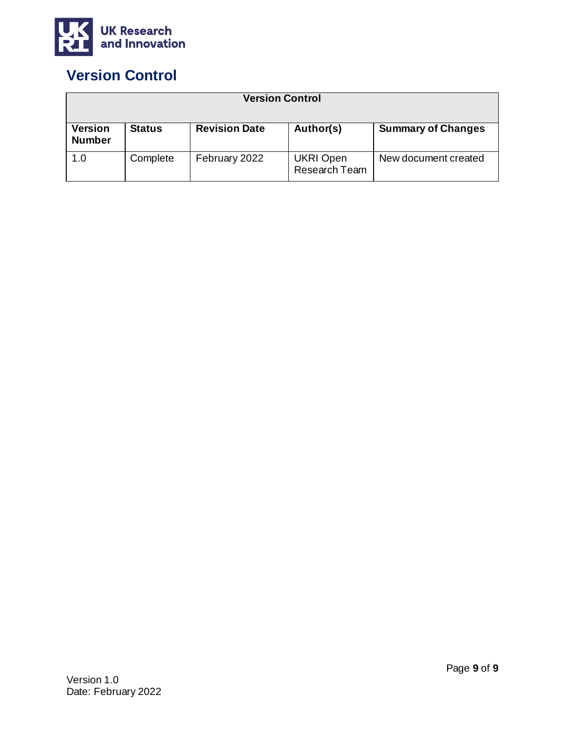## Version Control

| Version Control | | | | |
|---|---|---|---|---|
| **Version Number** | **Status** | **Revision Date** | **Author(s)** | **Summary of Changes** |
| 1.0 | Complete | February 2022 | UKRI Open Research Team | New document created |

Version 1.0
Date: February 2022